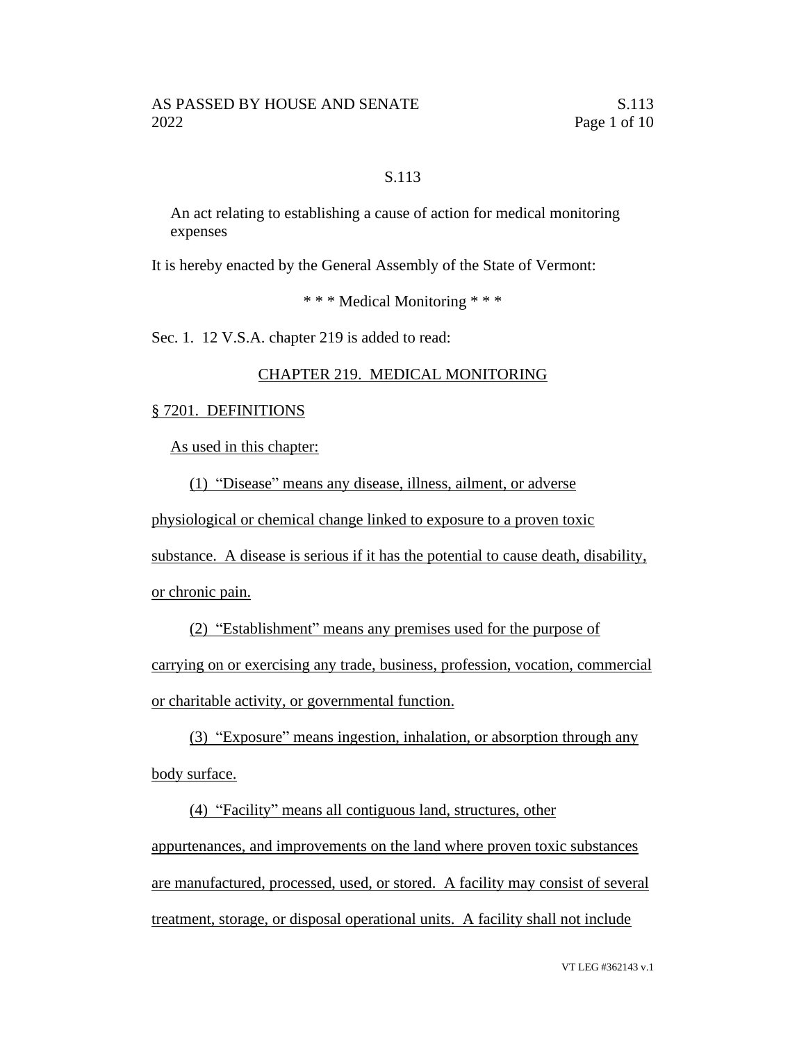S.113

An act relating to establishing a cause of action for medical monitoring expenses

It is hereby enacted by the General Assembly of the State of Vermont:

\* \* \* Medical Monitoring \* \* \*

Sec. 1. 12 V.S.A. chapter 219 is added to read:

## CHAPTER 219. MEDICAL MONITORING

### § 7201. DEFINITIONS

As used in this chapter:

(1) "Disease" means any disease, illness, ailment, or adverse physiological or chemical change linked to exposure to a proven toxic substance. A disease is serious if it has the potential to cause death, disability, or chronic pain.

(2) "Establishment" means any premises used for the purpose of carrying on or exercising any trade, business, profession, vocation, commercial or charitable activity, or governmental function.

(3) "Exposure" means ingestion, inhalation, or absorption through any body surface.

(4) "Facility" means all contiguous land, structures, other appurtenances, and improvements on the land where proven toxic substances are manufactured, processed, used, or stored. A facility may consist of several treatment, storage, or disposal operational units. A facility shall not include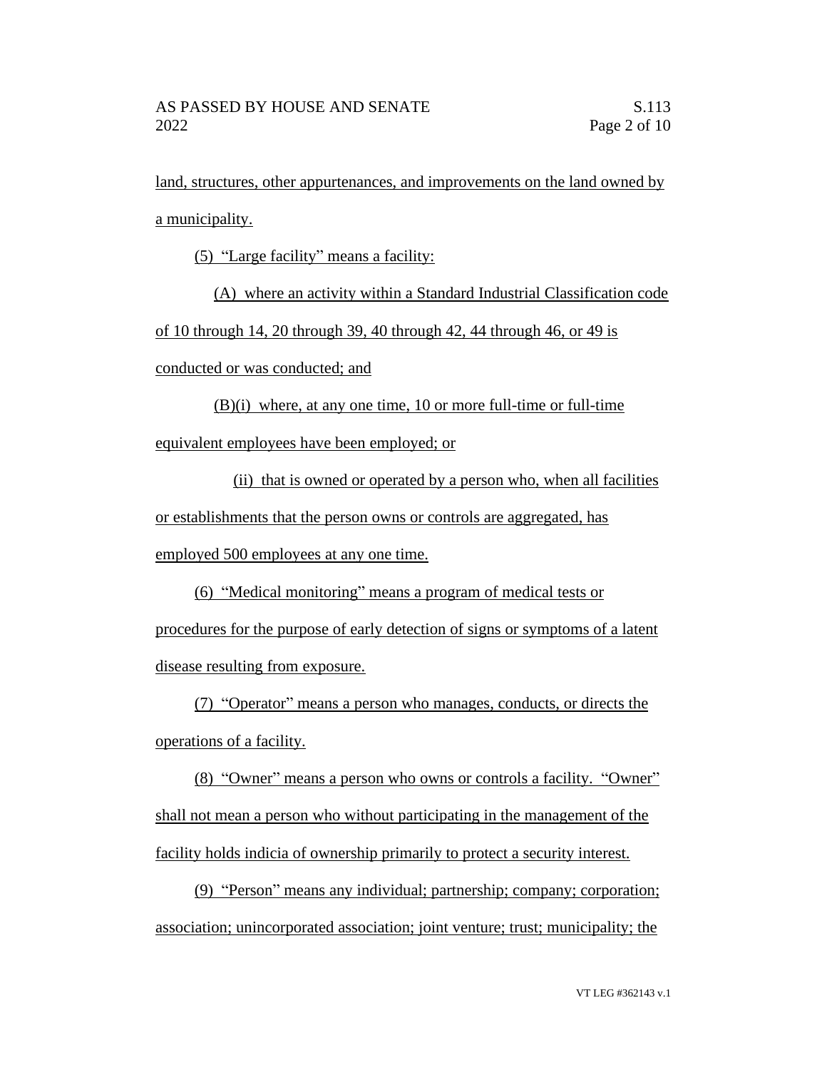land, structures, other appurtenances, and improvements on the land owned by a municipality.

(5) "Large facility" means a facility:

(A) where an activity within a Standard Industrial Classification code of 10 through 14, 20 through 39, 40 through 42, 44 through 46, or 49 is conducted or was conducted; and

(B)(i) where, at any one time, 10 or more full-time or full-time equivalent employees have been employed; or

(ii) that is owned or operated by a person who, when all facilities or establishments that the person owns or controls are aggregated, has employed 500 employees at any one time.

(6) "Medical monitoring" means a program of medical tests or procedures for the purpose of early detection of signs or symptoms of a latent disease resulting from exposure.

(7) "Operator" means a person who manages, conducts, or directs the operations of a facility.

(8) "Owner" means a person who owns or controls a facility. "Owner" shall not mean a person who without participating in the management of the facility holds indicia of ownership primarily to protect a security interest.

(9) "Person" means any individual; partnership; company; corporation; association; unincorporated association; joint venture; trust; municipality; the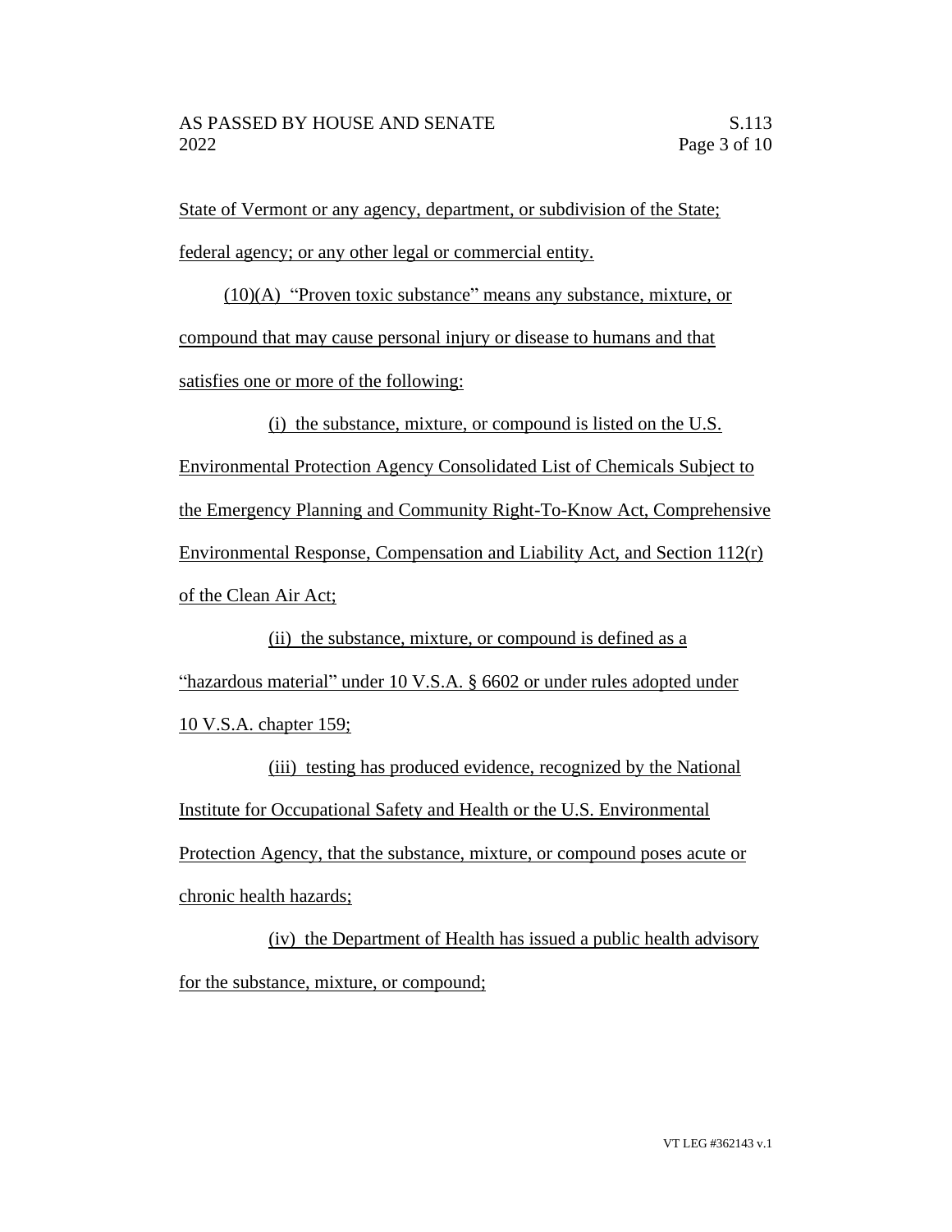State of Vermont or any agency, department, or subdivision of the State; federal agency; or any other legal or commercial entity.

(10)(A) "Proven toxic substance" means any substance, mixture, or compound that may cause personal injury or disease to humans and that satisfies one or more of the following:

(i) the substance, mixture, or compound is listed on the U.S. Environmental Protection Agency Consolidated List of Chemicals Subject to the Emergency Planning and Community Right-To-Know Act, Comprehensive Environmental Response, Compensation and Liability Act, and Section 112(r) of the Clean Air Act;

(ii) the substance, mixture, or compound is defined as a "hazardous material" under 10 V.S.A. § 6602 or under rules adopted under 10 V.S.A. chapter 159;

(iii) testing has produced evidence, recognized by the National Institute for Occupational Safety and Health or the U.S. Environmental Protection Agency, that the substance, mixture, or compound poses acute or chronic health hazards;

(iv) the Department of Health has issued a public health advisory for the substance, mixture, or compound;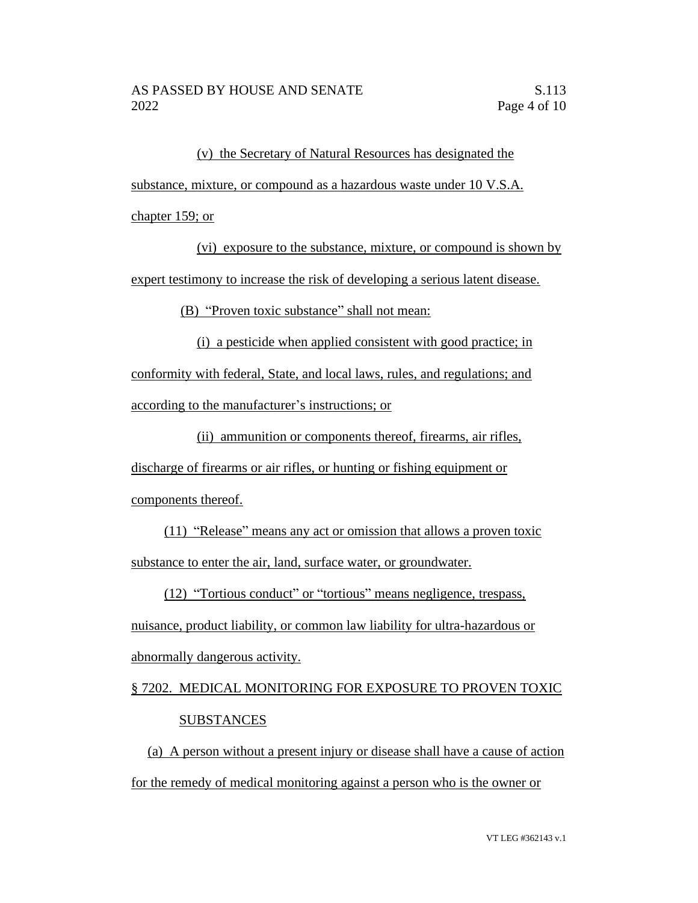(v) the Secretary of Natural Resources has designated the substance, mixture, or compound as a hazardous waste under 10 V.S.A. chapter 159; or

(vi) exposure to the substance, mixture, or compound is shown by expert testimony to increase the risk of developing a serious latent disease.

(B) "Proven toxic substance" shall not mean:

(i) a pesticide when applied consistent with good practice; in conformity with federal, State, and local laws, rules, and regulations; and according to the manufacturer's instructions; or

(ii) ammunition or components thereof, firearms, air rifles, discharge of firearms or air rifles, or hunting or fishing equipment or components thereof.

(11) "Release" means any act or omission that allows a proven toxic substance to enter the air, land, surface water, or groundwater.

(12) "Tortious conduct" or "tortious" means negligence, trespass, nuisance, product liability, or common law liability for ultra-hazardous or abnormally dangerous activity.

§ 7202. MEDICAL MONITORING FOR EXPOSURE TO PROVEN TOXIC SUBSTANCES

(a) A person without a present injury or disease shall have a cause of action for the remedy of medical monitoring against a person who is the owner or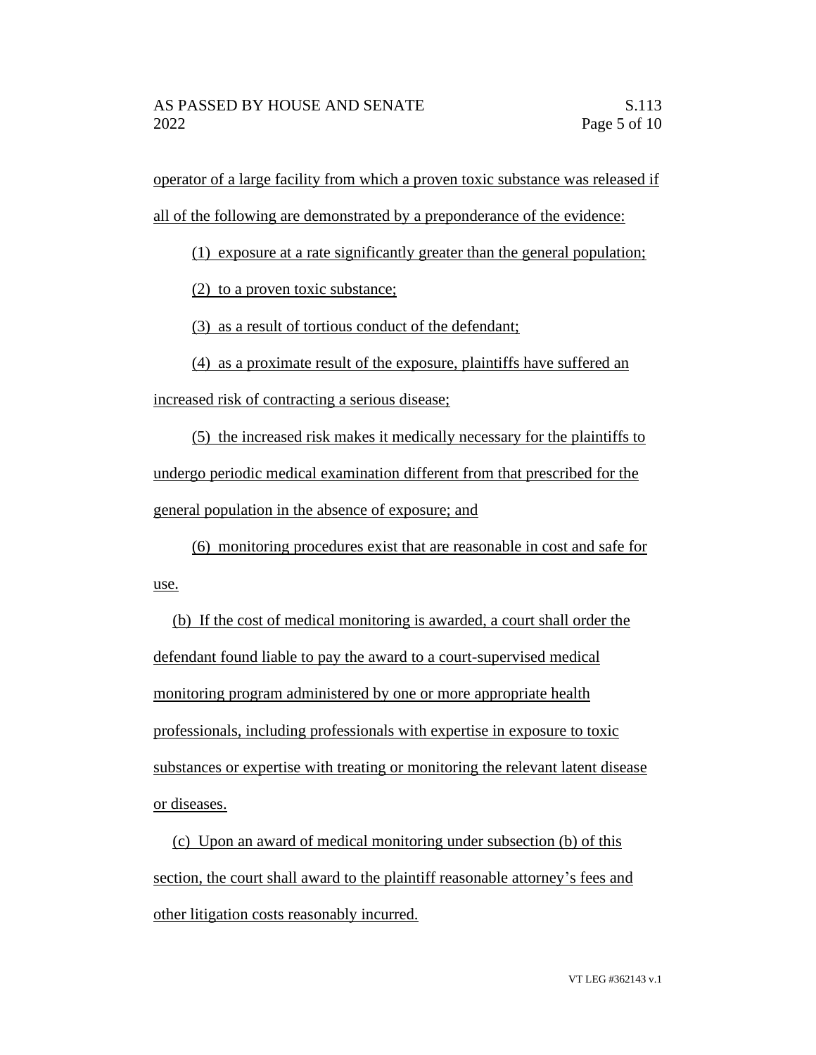operator of a large facility from which a proven toxic substance was released if all of the following are demonstrated by a preponderance of the evidence:

(1) exposure at a rate significantly greater than the general population;

(2) to a proven toxic substance;

(3) as a result of tortious conduct of the defendant;

(4) as a proximate result of the exposure, plaintiffs have suffered an increased risk of contracting a serious disease;

(5) the increased risk makes it medically necessary for the plaintiffs to undergo periodic medical examination different from that prescribed for the general population in the absence of exposure; and

(6) monitoring procedures exist that are reasonable in cost and safe for use.

(b) If the cost of medical monitoring is awarded, a court shall order the defendant found liable to pay the award to a court-supervised medical monitoring program administered by one or more appropriate health professionals, including professionals with expertise in exposure to toxic substances or expertise with treating or monitoring the relevant latent disease or diseases.

(c) Upon an award of medical monitoring under subsection (b) of this section, the court shall award to the plaintiff reasonable attorney's fees and other litigation costs reasonably incurred.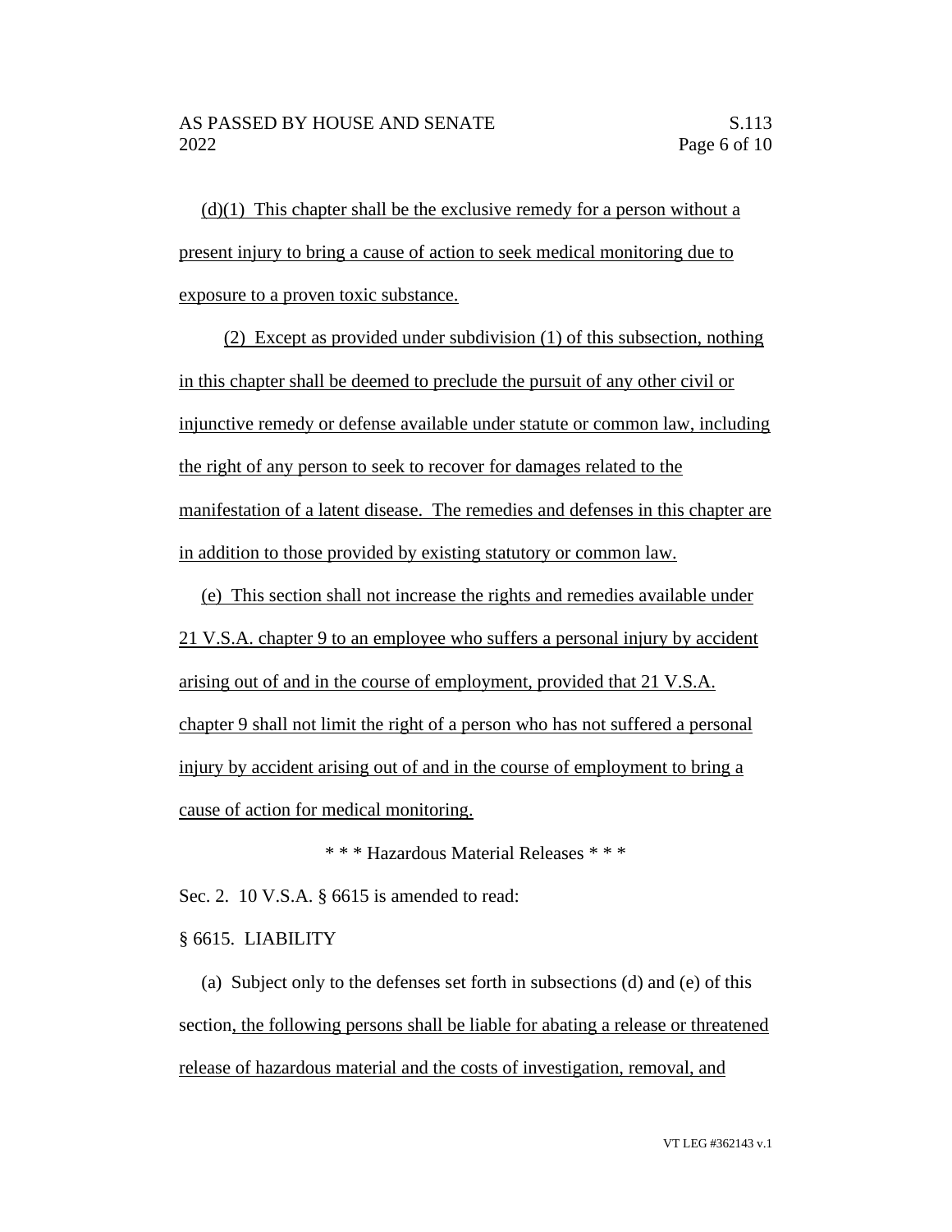(d)(1) This chapter shall be the exclusive remedy for a person without a present injury to bring a cause of action to seek medical monitoring due to exposure to a proven toxic substance.

(2) Except as provided under subdivision (1) of this subsection, nothing in this chapter shall be deemed to preclude the pursuit of any other civil or injunctive remedy or defense available under statute or common law, including the right of any person to seek to recover for damages related to the manifestation of a latent disease. The remedies and defenses in this chapter are in addition to those provided by existing statutory or common law.

(e) This section shall not increase the rights and remedies available under 21 V.S.A. chapter 9 to an employee who suffers a personal injury by accident arising out of and in the course of employment, provided that 21 V.S.A. chapter 9 shall not limit the right of a person who has not suffered a personal injury by accident arising out of and in the course of employment to bring a cause of action for medical monitoring.

\* \* \* Hazardous Material Releases \* \* \*

Sec. 2. 10 V.S.A. § 6615 is amended to read:

§ 6615. LIABILITY

(a) Subject only to the defenses set forth in subsections (d) and (e) of this section, the following persons shall be liable for abating a release or threatened release of hazardous material and the costs of investigation, removal, and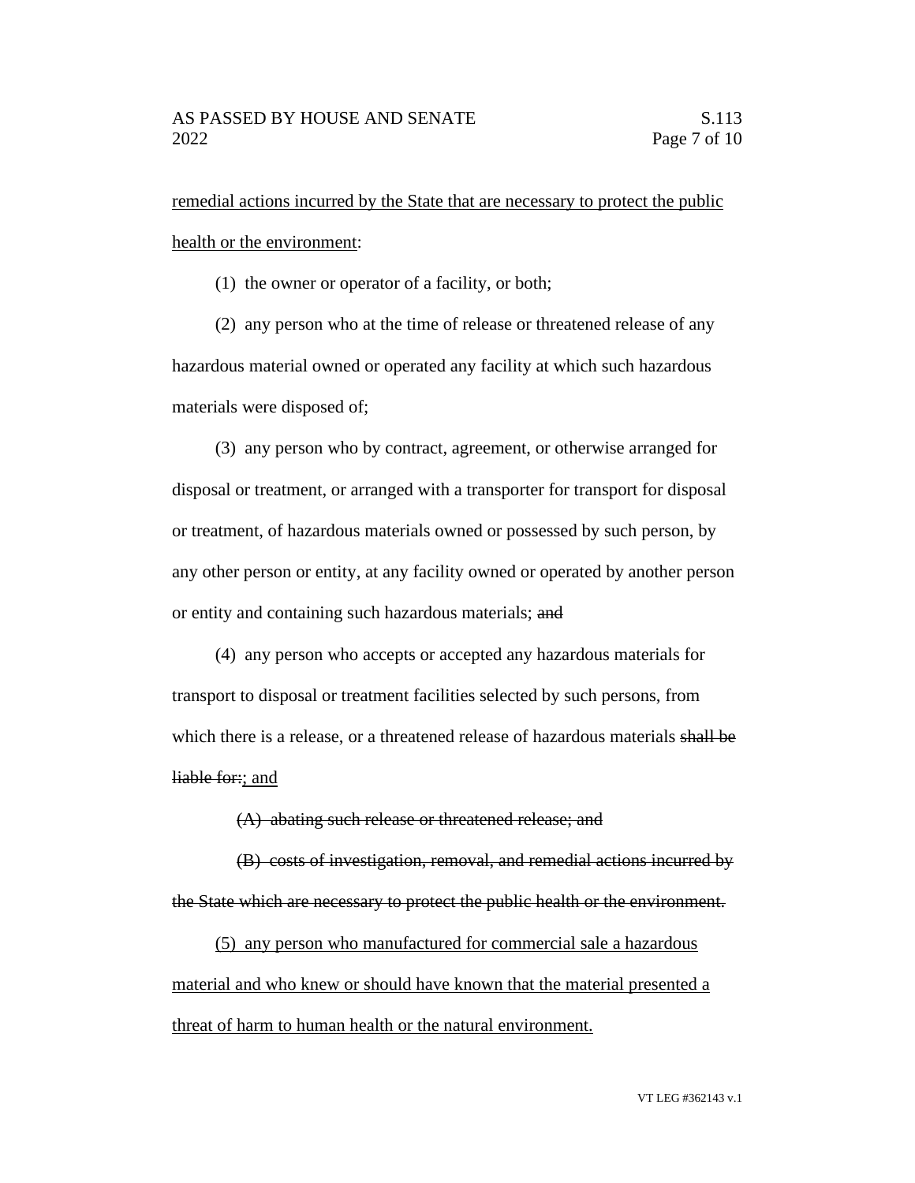remedial actions incurred by the State that are necessary to protect the public health or the environment:

(1) the owner or operator of a facility, or both;

(2) any person who at the time of release or threatened release of any hazardous material owned or operated any facility at which such hazardous materials were disposed of;

(3) any person who by contract, agreement, or otherwise arranged for disposal or treatment, or arranged with a transporter for transport for disposal or treatment, of hazardous materials owned or possessed by such person, by any other person or entity, at any facility owned or operated by another person or entity and containing such hazardous materials; ~~and~~

(4) any person who accepts or accepted any hazardous materials for transport to disposal or treatment facilities selected by such persons, from which there is a release, or a threatened release of hazardous materials ~~shall be liable for:~~; and

~~(A) abating such release or threatened release; and~~

~~(B) costs of investigation, removal, and remedial actions incurred by the State which are necessary to protect the public health or the environment.~~

(5) any person who manufactured for commercial sale a hazardous material and who knew or should have known that the material presented a threat of harm to human health or the natural environment.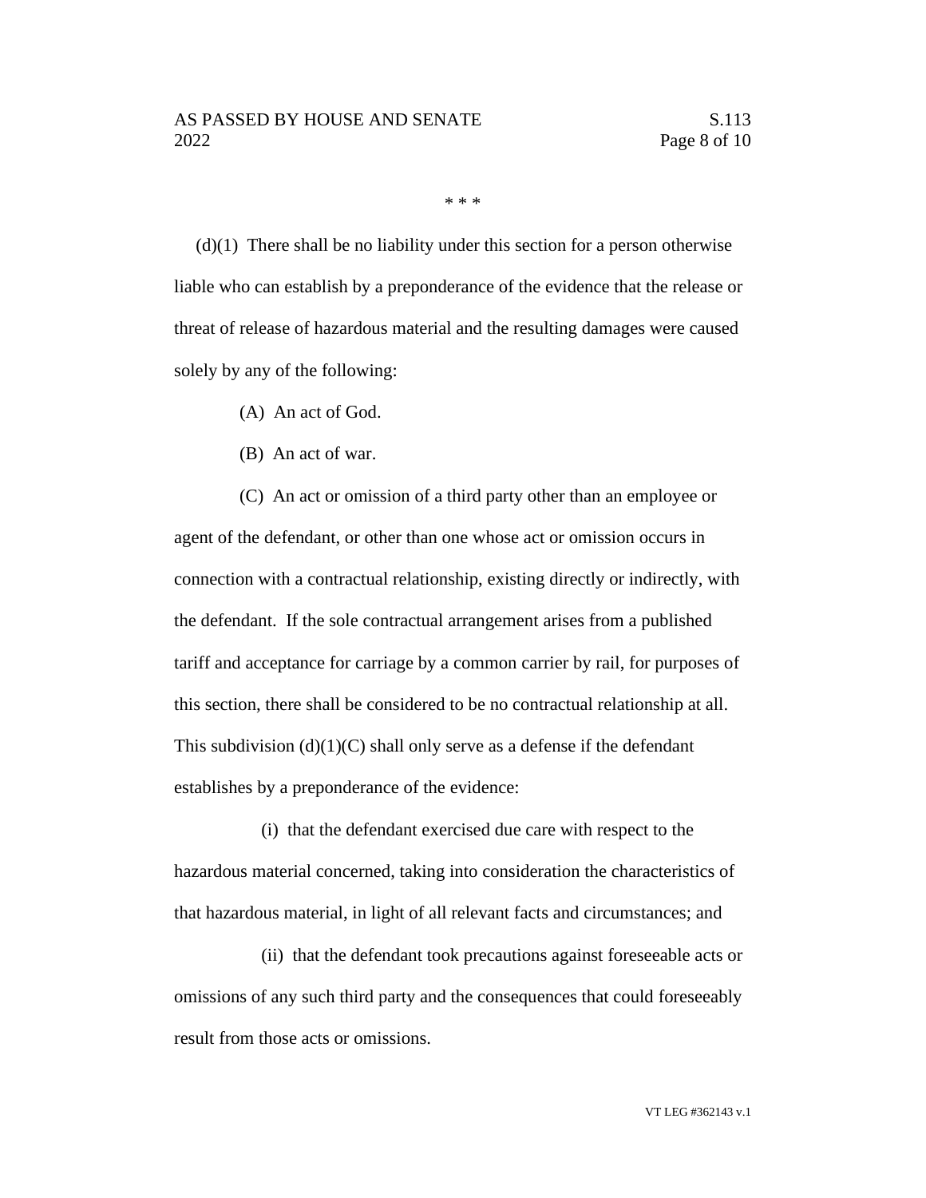* * *

(d)(1) There shall be no liability under this section for a person otherwise liable who can establish by a preponderance of the evidence that the release or threat of release of hazardous material and the resulting damages were caused solely by any of the following:

(A) An act of God.

(B) An act of war.

(C) An act or omission of a third party other than an employee or agent of the defendant, or other than one whose act or omission occurs in connection with a contractual relationship, existing directly or indirectly, with the defendant. If the sole contractual arrangement arises from a published tariff and acceptance for carriage by a common carrier by rail, for purposes of this section, there shall be considered to be no contractual relationship at all. This subdivision (d)(1)(C) shall only serve as a defense if the defendant establishes by a preponderance of the evidence:

(i) that the defendant exercised due care with respect to the hazardous material concerned, taking into consideration the characteristics of that hazardous material, in light of all relevant facts and circumstances; and

(ii) that the defendant took precautions against foreseeable acts or omissions of any such third party and the consequences that could foreseeably result from those acts or omissions.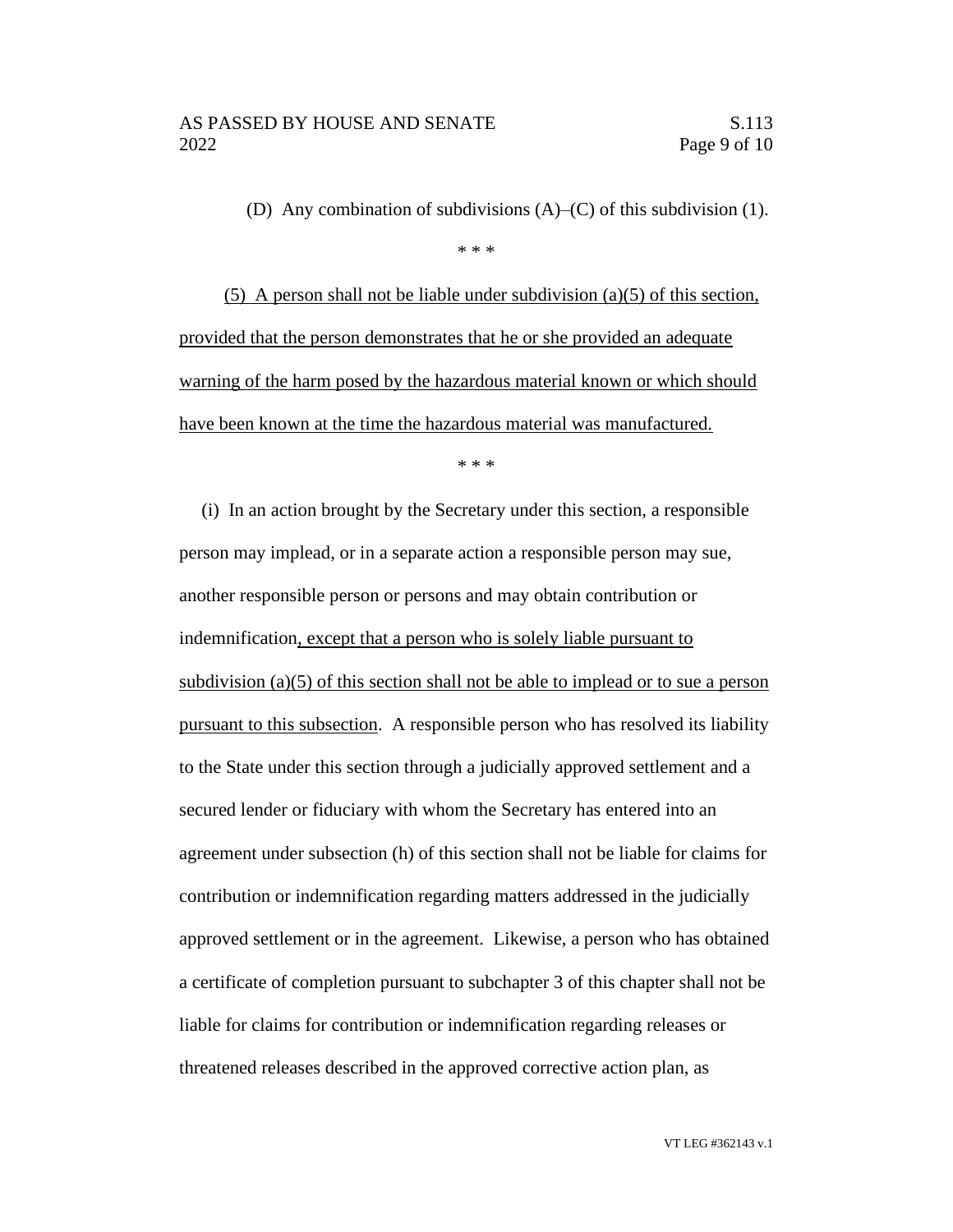(D) Any combination of subdivisions (A)–(C) of this subdivision (1).

\* \* \*

<u>(5) A person shall not be liable under subdivision (a)(5) of this section, provided that the person demonstrates that he or she provided an adequate warning of the harm posed by the hazardous material known or which should have been known at the time the hazardous material was manufactured.</u>

\* \* \*

(i) In an action brought by the Secretary under this section, a responsible person may implead, or in a separate action a responsible person may sue, another responsible person or persons and may obtain contribution or indemnification<u>, except that a person who is solely liable pursuant to subdivision (a)(5) of this section shall not be able to implead or to sue a person pursuant to this subsection</u>. A responsible person who has resolved its liability to the State under this section through a judicially approved settlement and a secured lender or fiduciary with whom the Secretary has entered into an agreement under subsection (h) of this section shall not be liable for claims for contribution or indemnification regarding matters addressed in the judicially approved settlement or in the agreement. Likewise, a person who has obtained a certificate of completion pursuant to subchapter 3 of this chapter shall not be liable for claims for contribution or indemnification regarding releases or threatened releases described in the approved corrective action plan, as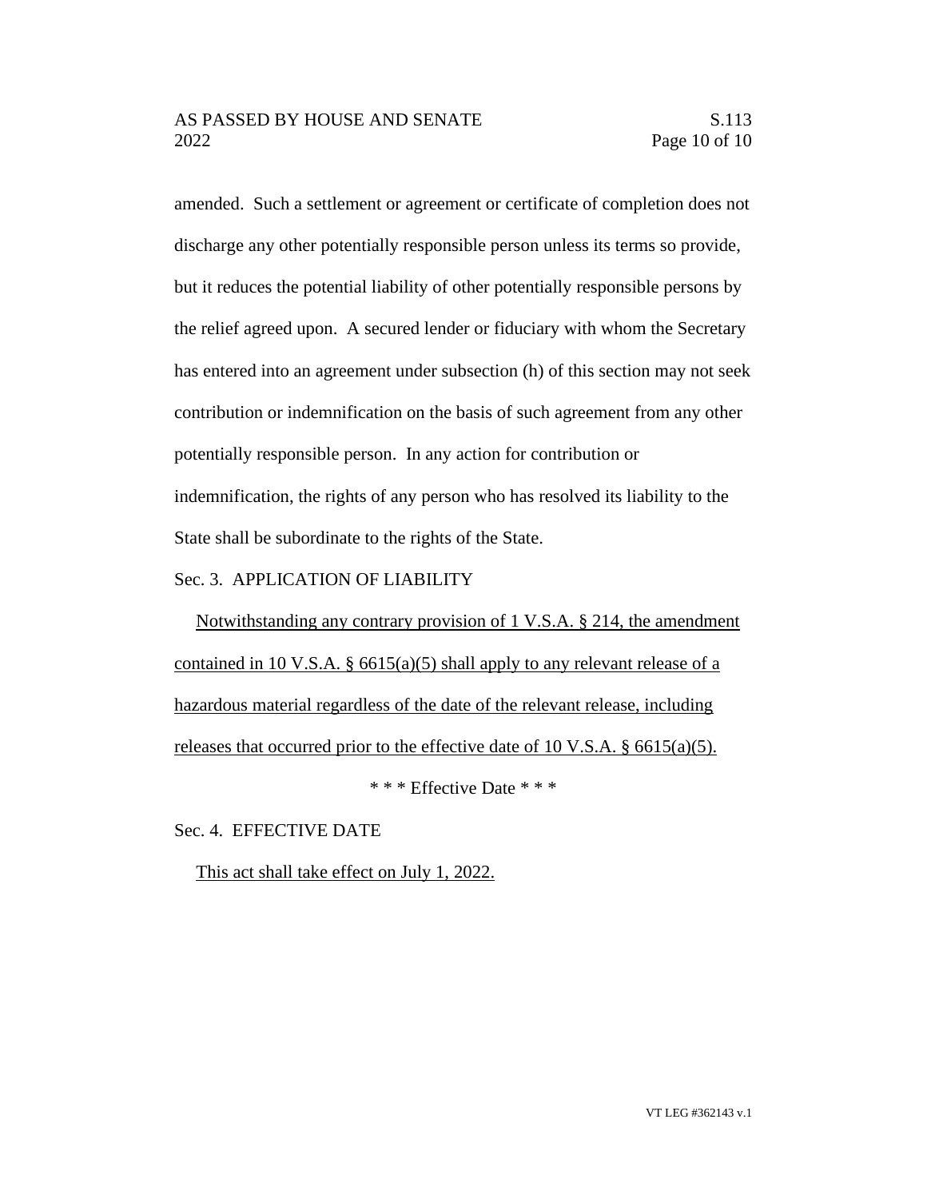amended. Such a settlement or agreement or certificate of completion does not discharge any other potentially responsible person unless its terms so provide, but it reduces the potential liability of other potentially responsible persons by the relief agreed upon. A secured lender or fiduciary with whom the Secretary has entered into an agreement under subsection (h) of this section may not seek contribution or indemnification on the basis of such agreement from any other potentially responsible person. In any action for contribution or indemnification, the rights of any person who has resolved its liability to the State shall be subordinate to the rights of the State.

Sec. 3. APPLICATION OF LIABILITY

Notwithstanding any contrary provision of 1 V.S.A. § 214, the amendment contained in 10 V.S.A. § 6615(a)(5) shall apply to any relevant release of a hazardous material regardless of the date of the relevant release, including releases that occurred prior to the effective date of 10 V.S.A. § 6615(a)(5).

\* \* \* Effective Date \* \* \*

Sec. 4. EFFECTIVE DATE

This act shall take effect on July 1, 2022.